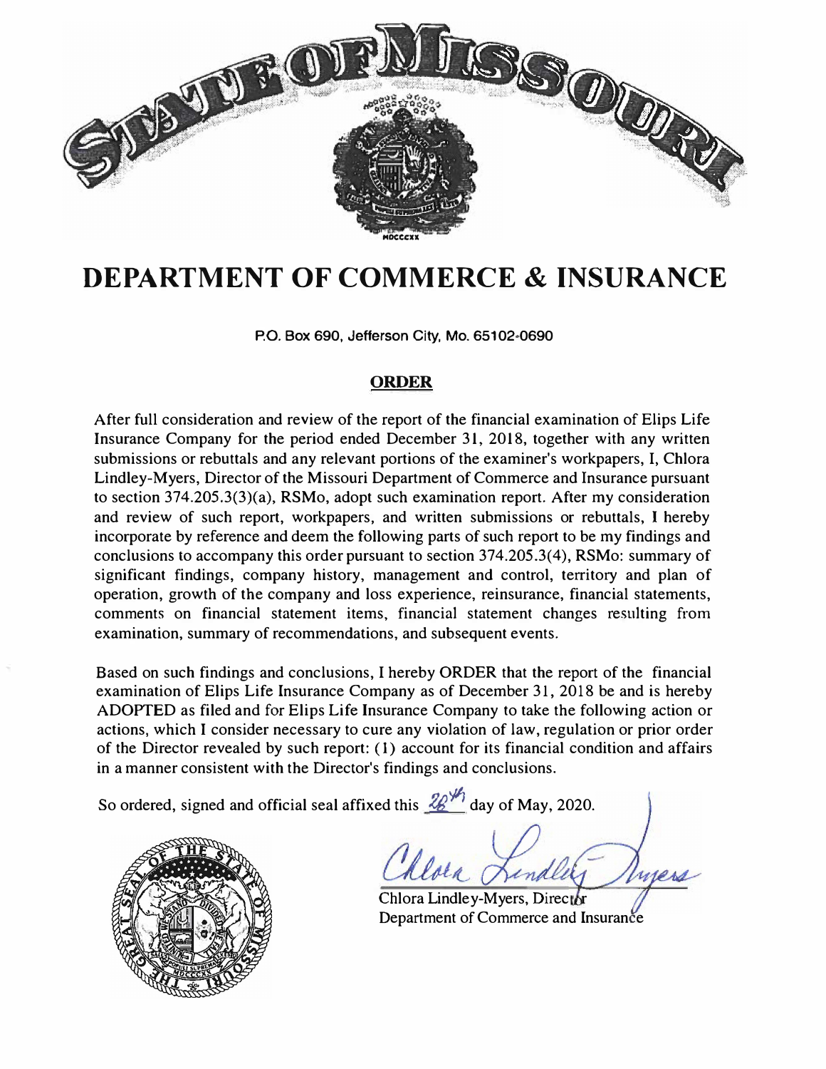# STATE OF MISSOURI

# DEPARTMENT OF COMMERCE & INSURANCE

P.O. Box 690, Jefferson City, Mo. 65102-0690

## ORDER

After full consideration and review of the report of the financial examination of Elips Life Insurance Company for the period ended December 31, 2018, together with any written submissions or rebuttals and any relevant portions of the examiner's workpapers, I, Chlora Lindley-Myers, Director of the Missouri Department of Commerce and Insurance pursuant to section 374.205.3(3)(a), RSMo, adopt such examination report. After my consideration and review of such report, workpapers, and written submissions or rebuttals, I hereby incorporate by reference and deem the following parts of such report to be my findings and conclusions to accompany this order pursuant to section 374.205.3(4), RSMo: summary of significant findings, company history, management and control, territory and plan of operation, growth of the company and loss experience, reinsurance, financial statements, comments on financial statement items, financial statement changes resulting from examination, summary of recommendations, and subsequent events.

Based on such findings and conclusions, I hereby ORDER that the report of the financial examination of Elips Life Insurance Company as of December 31, 2018 be and is hereby ADOPTED as filed and for Elips Life Insurance Company to take the following action or actions, which I consider necessary to cure any violation of law, regulation or prior order of the Director revealed by such report: (1) account for its financial condition and affairs in a manner consistent with the Director's findings and conclusions.

So ordered, signed and official seal affixed this 28th day of May, 2020.

Chlora Lindley-Myers, Director
Department of Commerce and Insurance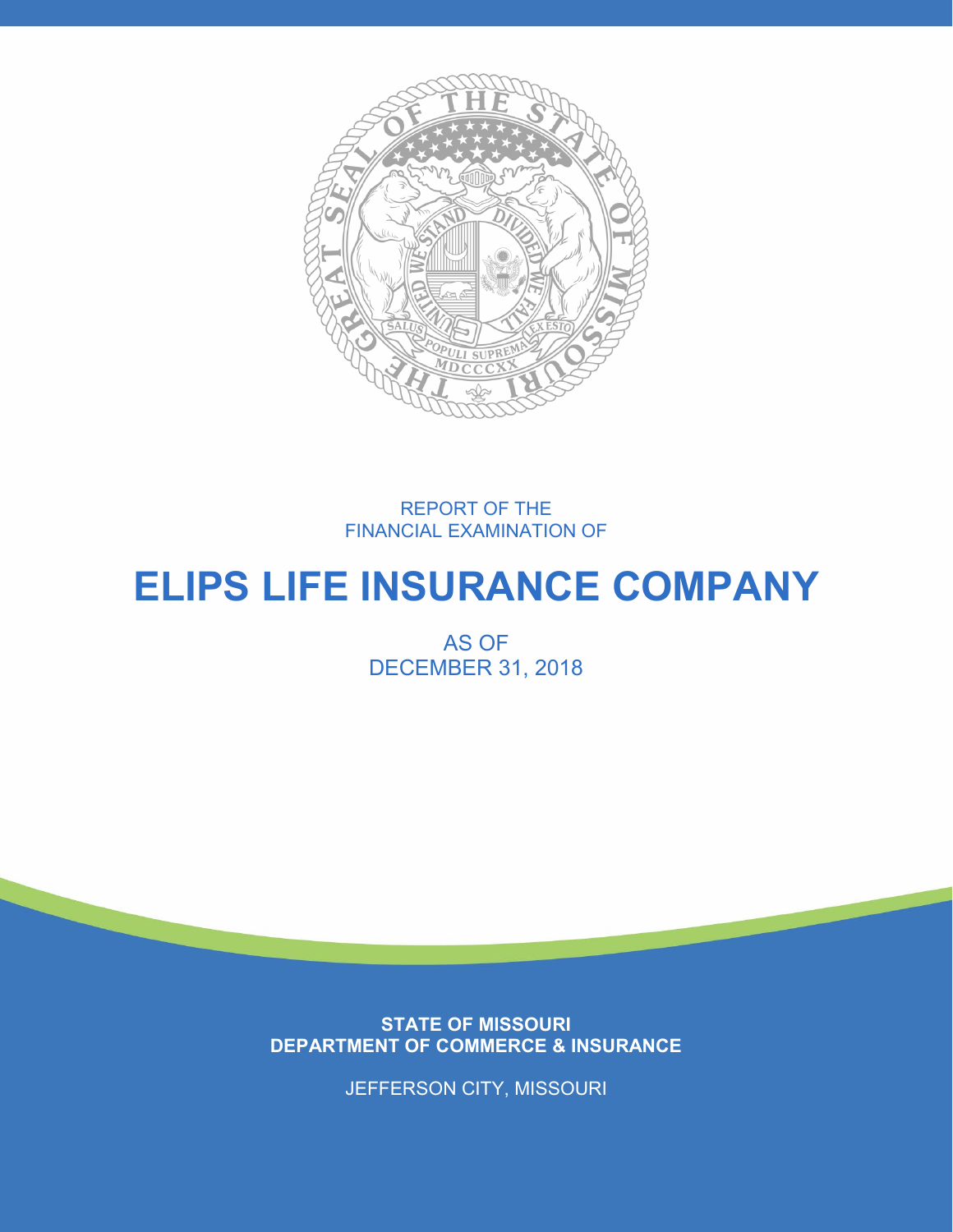REPORT OF THE
FINANCIAL EXAMINATION OF

# ELIPS LIFE INSURANCE COMPANY

AS OF
DECEMBER 31, 2018

**STATE OF MISSOURI**
**DEPARTMENT OF COMMERCE & INSURANCE**

JEFFERSON CITY, MISSOURI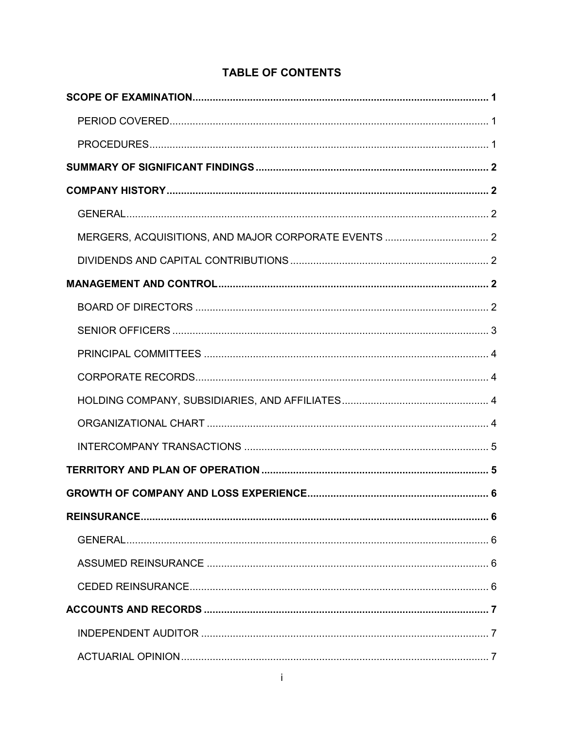# TABLE OF CONTENTS

| | |
|---|---|
| **SCOPE OF EXAMINATION** | **1** |
| PERIOD COVERED | 1 |
| PROCEDURES | 1 |
| **SUMMARY OF SIGNIFICANT FINDINGS** | **2** |
| **COMPANY HISTORY** | **2** |
| GENERAL | 2 |
| MERGERS, ACQUISITIONS, AND MAJOR CORPORATE EVENTS | 2 |
| DIVIDENDS AND CAPITAL CONTRIBUTIONS | 2 |
| **MANAGEMENT AND CONTROL** | **2** |
| BOARD OF DIRECTORS | 2 |
| SENIOR OFFICERS | 3 |
| PRINCIPAL COMMITTEES | 4 |
| CORPORATE RECORDS | 4 |
| HOLDING COMPANY, SUBSIDIARIES, AND AFFILIATES | 4 |
| ORGANIZATIONAL CHART | 4 |
| INTERCOMPANY TRANSACTIONS | 5 |
| **TERRITORY AND PLAN OF OPERATION** | **5** |
| **GROWTH OF COMPANY AND LOSS EXPERIENCE** | **6** |
| **REINSURANCE** | **6** |
| GENERAL | 6 |
| ASSUMED REINSURANCE | 6 |
| CEDED REINSURANCE | 6 |
| **ACCOUNTS AND RECORDS** | **7** |
| INDEPENDENT AUDITOR | 7 |
| ACTUARIAL OPINION | 7 |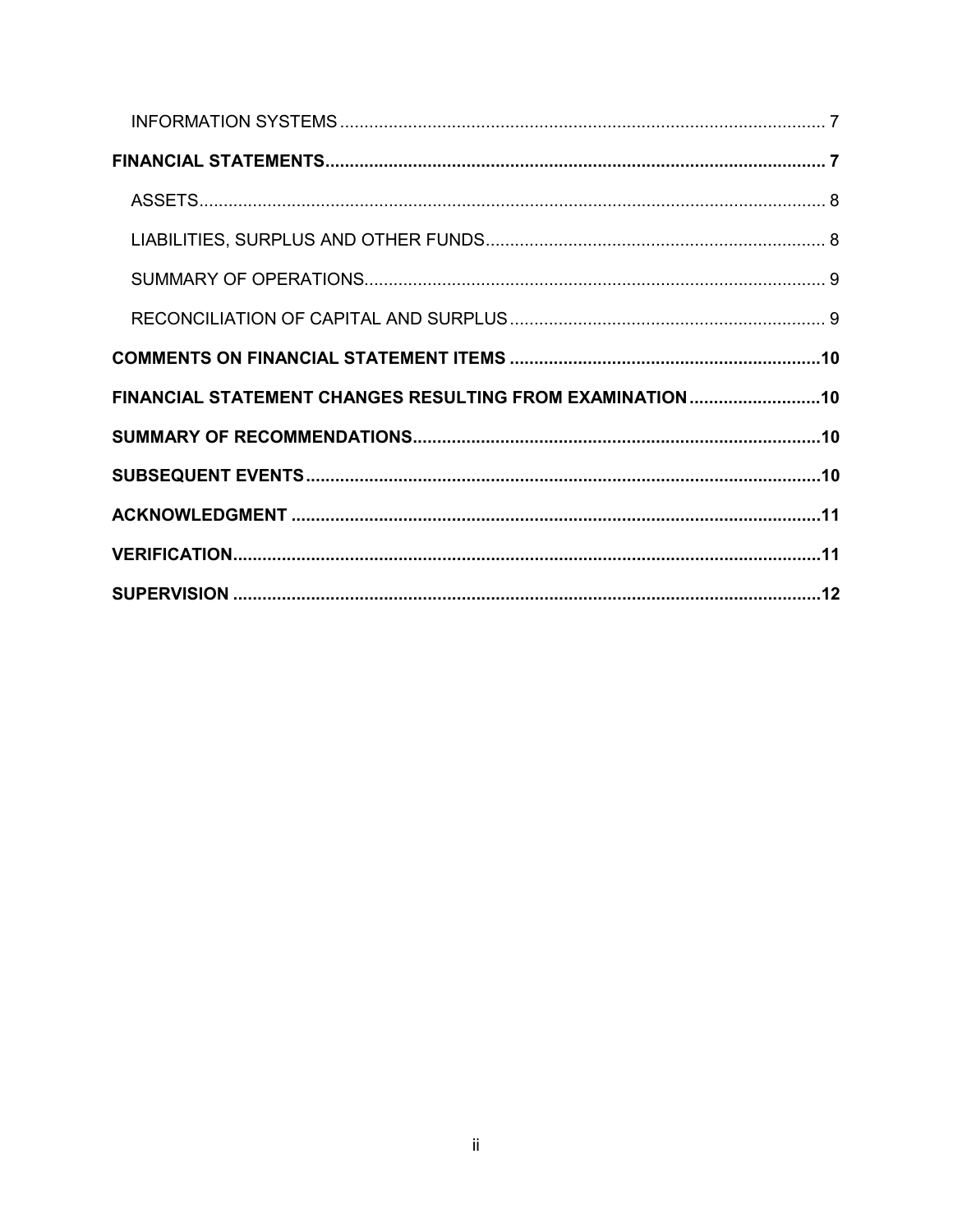INFORMATION SYSTEMS ........................................................................................................ 7

**FINANCIAL STATEMENTS** ........................................................................................................ **7**

ASSETS ........................................................................................................ 8

LIABILITIES, SURPLUS AND OTHER FUNDS ........................................................................................................ 8

SUMMARY OF OPERATIONS ........................................................................................................ 9

RECONCILIATION OF CAPITAL AND SURPLUS ........................................................................................................ 9

**COMMENTS ON FINANCIAL STATEMENT ITEMS** ........................................................................................................ **10**

**FINANCIAL STATEMENT CHANGES RESULTING FROM EXAMINATION** ........................................................................................................ **10**

**SUMMARY OF RECOMMENDATIONS** ........................................................................................................ **10**

**SUBSEQUENT EVENTS** ........................................................................................................ **10**

**ACKNOWLEDGMENT** ........................................................................................................ **11**

**VERIFICATION** ........................................................................................................ **11**

**SUPERVISION** ........................................................................................................ **12**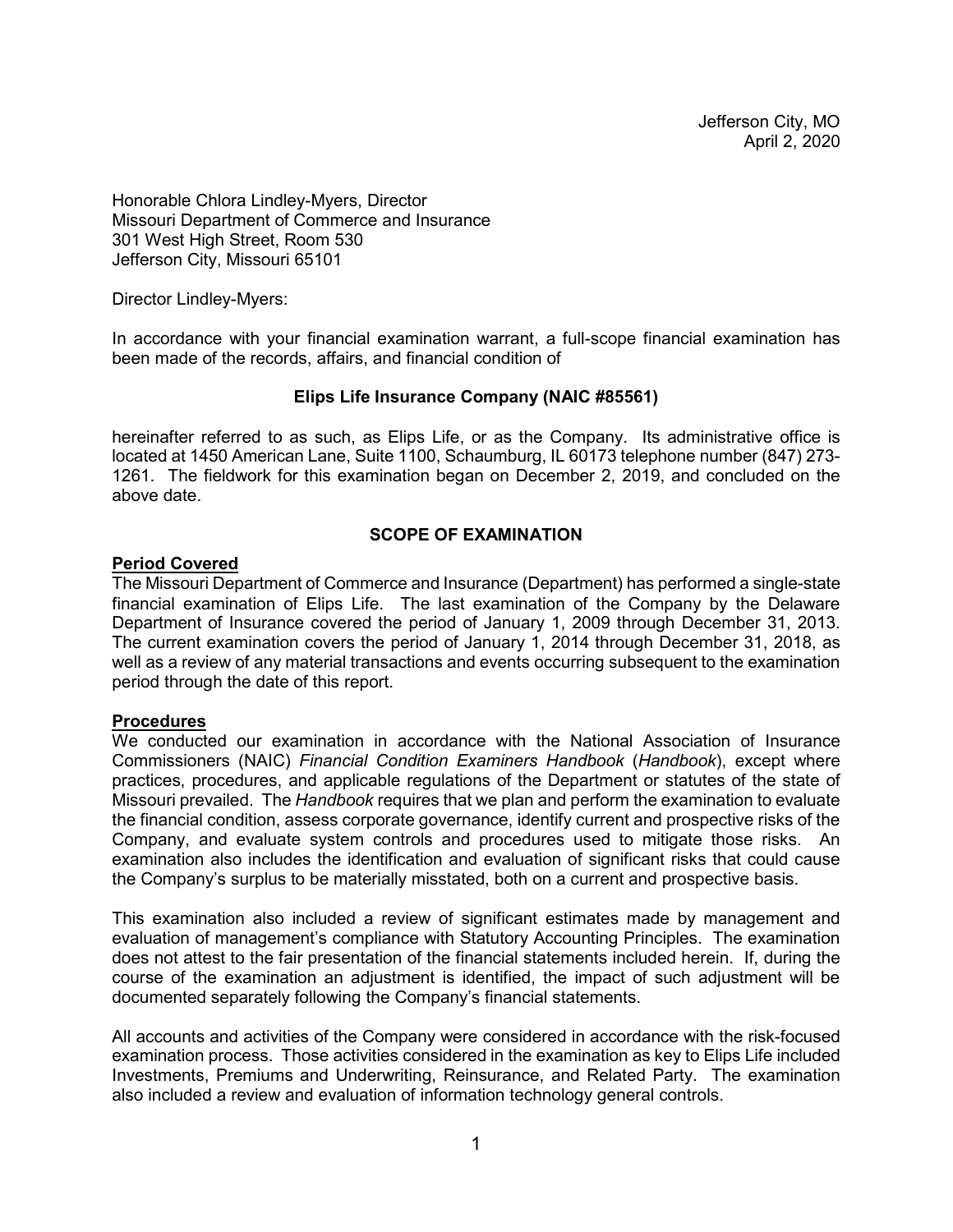Jefferson City, MO
April 2, 2020

Honorable Chlora Lindley-Myers, Director
Missouri Department of Commerce and Insurance
301 West High Street, Room 530
Jefferson City, Missouri 65101

Director Lindley-Myers:

In accordance with your financial examination warrant, a full-scope financial examination has been made of the records, affairs, and financial condition of

**Elips Life Insurance Company (NAIC #85561)**

hereinafter referred to as such, as Elips Life, or as the Company. Its administrative office is located at 1450 American Lane, Suite 1100, Schaumburg, IL 60173 telephone number (847) 273-1261. The fieldwork for this examination began on December 2, 2019, and concluded on the above date.

## SCOPE OF EXAMINATION

### Period Covered

The Missouri Department of Commerce and Insurance (Department) has performed a single-state financial examination of Elips Life. The last examination of the Company by the Delaware Department of Insurance covered the period of January 1, 2009 through December 31, 2013. The current examination covers the period of January 1, 2014 through December 31, 2018, as well as a review of any material transactions and events occurring subsequent to the examination period through the date of this report.

### Procedures

We conducted our examination in accordance with the National Association of Insurance Commissioners (NAIC) *Financial Condition Examiners Handbook* (*Handbook*), except where practices, procedures, and applicable regulations of the Department or statutes of the state of Missouri prevailed. The *Handbook* requires that we plan and perform the examination to evaluate the financial condition, assess corporate governance, identify current and prospective risks of the Company, and evaluate system controls and procedures used to mitigate those risks. An examination also includes the identification and evaluation of significant risks that could cause the Company's surplus to be materially misstated, both on a current and prospective basis.

This examination also included a review of significant estimates made by management and evaluation of management's compliance with Statutory Accounting Principles. The examination does not attest to the fair presentation of the financial statements included herein. If, during the course of the examination an adjustment is identified, the impact of such adjustment will be documented separately following the Company's financial statements.

All accounts and activities of the Company were considered in accordance with the risk-focused examination process. Those activities considered in the examination as key to Elips Life included Investments, Premiums and Underwriting, Reinsurance, and Related Party. The examination also included a review and evaluation of information technology general controls.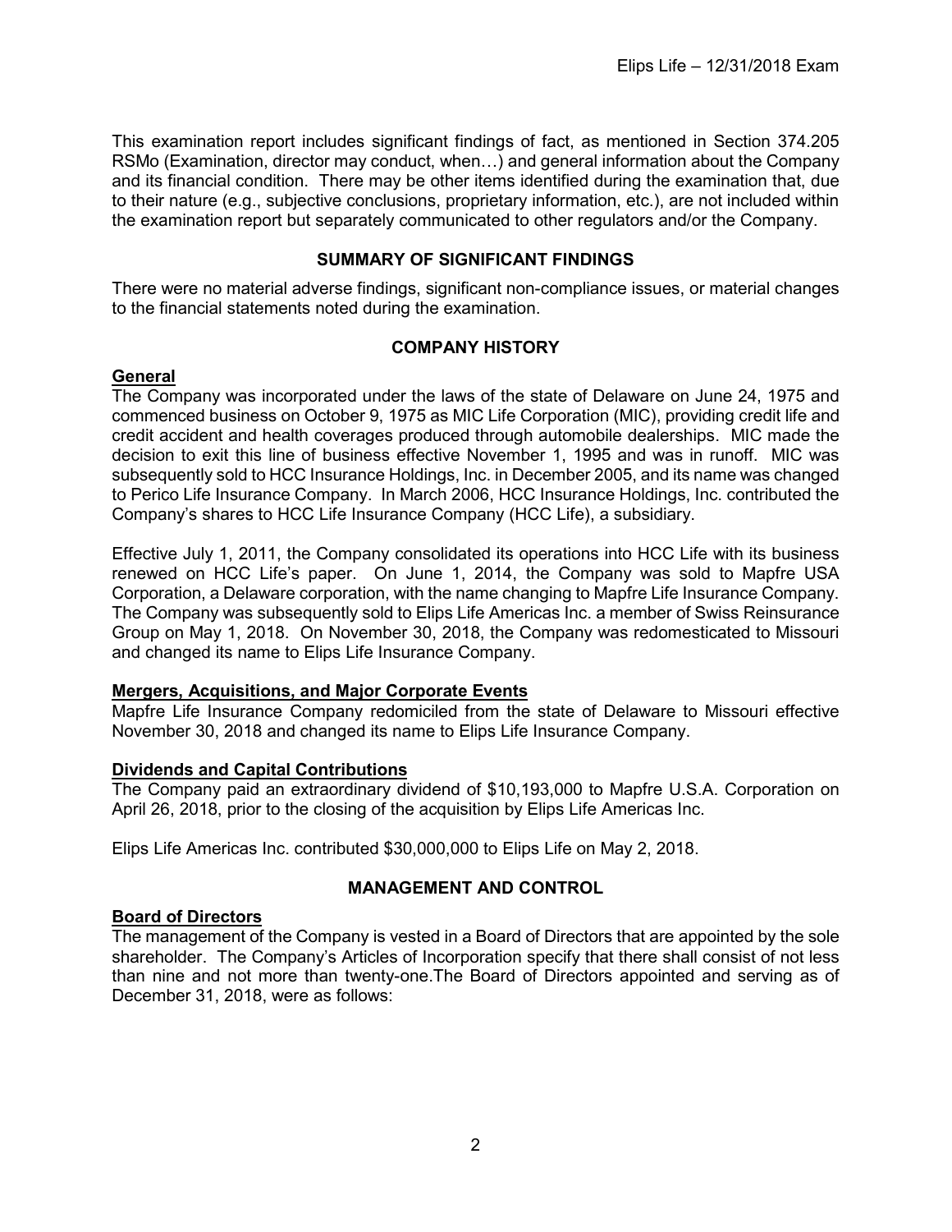This examination report includes significant findings of fact, as mentioned in Section 374.205 RSMo (Examination, director may conduct, when…) and general information about the Company and its financial condition. There may be other items identified during the examination that, due to their nature (e.g., subjective conclusions, proprietary information, etc.), are not included within the examination report but separately communicated to other regulators and/or the Company.

## SUMMARY OF SIGNIFICANT FINDINGS

There were no material adverse findings, significant non-compliance issues, or material changes to the financial statements noted during the examination.

## COMPANY HISTORY

### General

The Company was incorporated under the laws of the state of Delaware on June 24, 1975 and commenced business on October 9, 1975 as MIC Life Corporation (MIC), providing credit life and credit accident and health coverages produced through automobile dealerships. MIC made the decision to exit this line of business effective November 1, 1995 and was in runoff. MIC was subsequently sold to HCC Insurance Holdings, Inc. in December 2005, and its name was changed to Perico Life Insurance Company. In March 2006, HCC Insurance Holdings, Inc. contributed the Company's shares to HCC Life Insurance Company (HCC Life), a subsidiary.

Effective July 1, 2011, the Company consolidated its operations into HCC Life with its business renewed on HCC Life's paper. On June 1, 2014, the Company was sold to Mapfre USA Corporation, a Delaware corporation, with the name changing to Mapfre Life Insurance Company. The Company was subsequently sold to Elips Life Americas Inc. a member of Swiss Reinsurance Group on May 1, 2018. On November 30, 2018, the Company was redomesticated to Missouri and changed its name to Elips Life Insurance Company.

### Mergers, Acquisitions, and Major Corporate Events

Mapfre Life Insurance Company redomiciled from the state of Delaware to Missouri effective November 30, 2018 and changed its name to Elips Life Insurance Company.

### Dividends and Capital Contributions

The Company paid an extraordinary dividend of $10,193,000 to Mapfre U.S.A. Corporation on April 26, 2018, prior to the closing of the acquisition by Elips Life Americas Inc.

Elips Life Americas Inc. contributed $30,000,000 to Elips Life on May 2, 2018.

## MANAGEMENT AND CONTROL

### Board of Directors

The management of the Company is vested in a Board of Directors that are appointed by the sole shareholder. The Company's Articles of Incorporation specify that there shall consist of not less than nine and not more than twenty-one.The Board of Directors appointed and serving as of December 31, 2018, were as follows: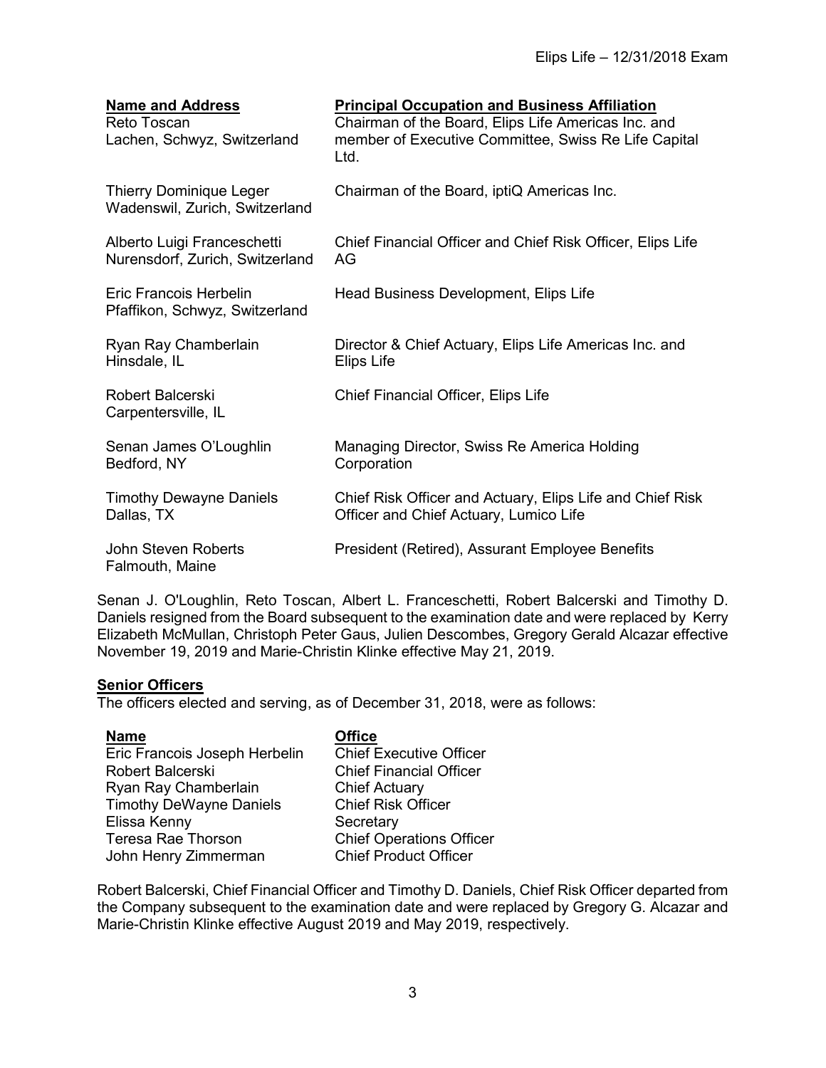| **Name and Address** | **Principal Occupation and Business Affiliation** |
|---|---|
| Reto Toscan<br>Lachen, Schwyz, Switzerland | Chairman of the Board, Elips Life Americas Inc. and member of Executive Committee, Swiss Re Life Capital Ltd. |
| Thierry Dominique Leger<br>Wadenswil, Zurich, Switzerland | Chairman of the Board, iptiQ Americas Inc. |
| Alberto Luigi Franceschetti<br>Nurensdorf, Zurich, Switzerland | Chief Financial Officer and Chief Risk Officer, Elips Life AG |
| Eric Francois Herbelin<br>Pfaffikon, Schwyz, Switzerland | Head Business Development, Elips Life |
| Ryan Ray Chamberlain<br>Hinsdale, IL | Director & Chief Actuary, Elips Life Americas Inc. and Elips Life |
| Robert Balcerski<br>Carpentersville, IL | Chief Financial Officer, Elips Life |
| Senan James O'Loughlin<br>Bedford, NY | Managing Director, Swiss Re America Holding Corporation |
| Timothy Dewayne Daniels<br>Dallas, TX | Chief Risk Officer and Actuary, Elips Life and Chief Risk Officer and Chief Actuary, Lumico Life |
| John Steven Roberts<br>Falmouth, Maine | President (Retired), Assurant Employee Benefits |

Senan J. O'Loughlin, Reto Toscan, Albert L. Franceschetti, Robert Balcerski and Timothy D. Daniels resigned from the Board subsequent to the examination date and were replaced by Kerry Elizabeth McMullan, Christoph Peter Gaus, Julien Descombes, Gregory Gerald Alcazar effective November 19, 2019 and Marie-Christin Klinke effective May 21, 2019.

## Senior Officers

The officers elected and serving, as of December 31, 2018, were as follows:

| **Name** | **Office** |
|---|---|
| Eric Francois Joseph Herbelin | Chief Executive Officer |
| Robert Balcerski | Chief Financial Officer |
| Ryan Ray Chamberlain | Chief Actuary |
| Timothy DeWayne Daniels | Chief Risk Officer |
| Elissa Kenny | Secretary |
| Teresa Rae Thorson | Chief Operations Officer |
| John Henry Zimmerman | Chief Product Officer |

Robert Balcerski, Chief Financial Officer and Timothy D. Daniels, Chief Risk Officer departed from the Company subsequent to the examination date and were replaced by Gregory G. Alcazar and Marie-Christin Klinke effective August 2019 and May 2019, respectively.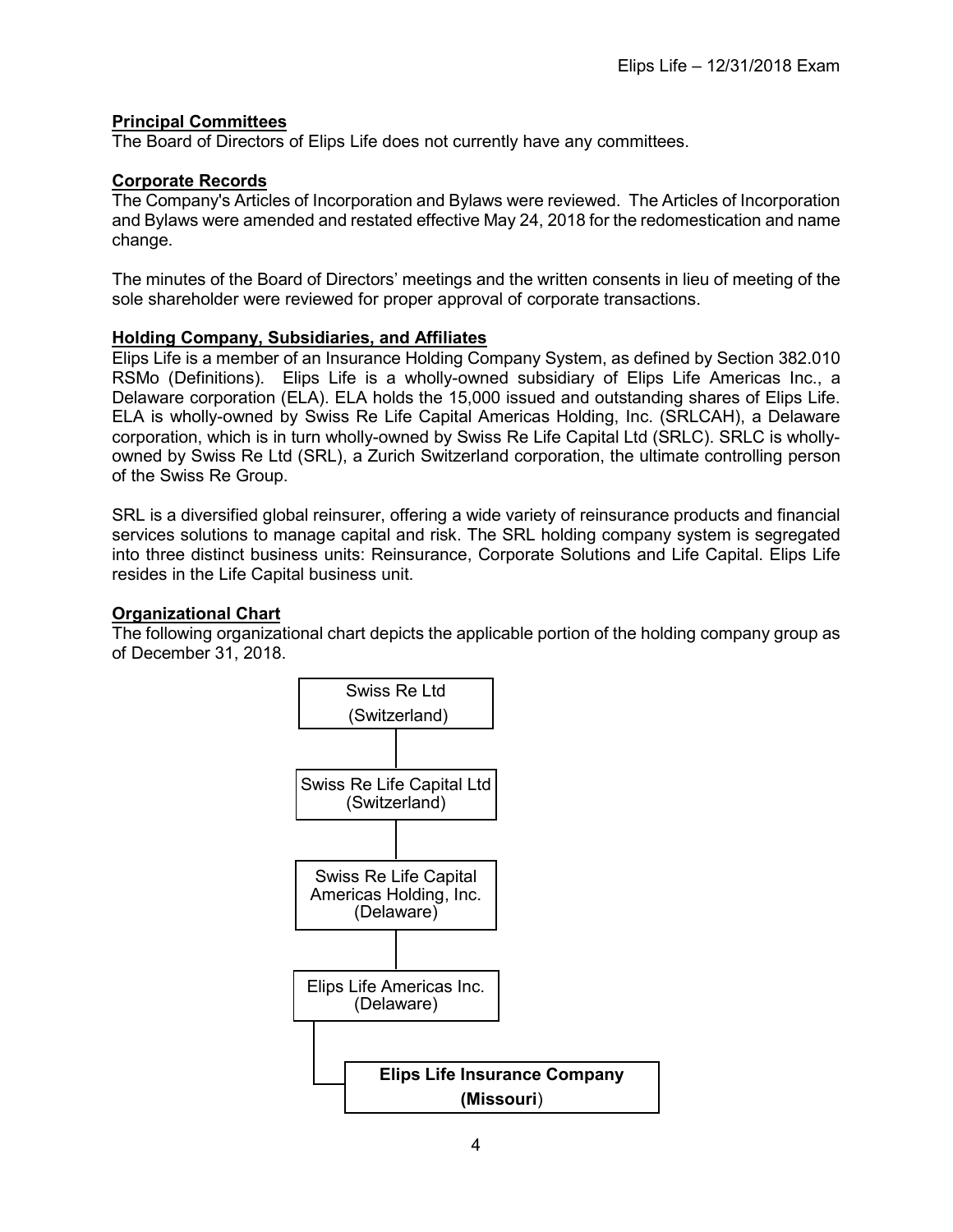## Principal Committees

The Board of Directors of Elips Life does not currently have any committees.

## Corporate Records

The Company's Articles of Incorporation and Bylaws were reviewed. The Articles of Incorporation and Bylaws were amended and restated effective May 24, 2018 for the redomestication and name change.

The minutes of the Board of Directors' meetings and the written consents in lieu of meeting of the sole shareholder were reviewed for proper approval of corporate transactions.

## Holding Company, Subsidiaries, and Affiliates

Elips Life is a member of an Insurance Holding Company System, as defined by Section 382.010 RSMo (Definitions). Elips Life is a wholly-owned subsidiary of Elips Life Americas Inc., a Delaware corporation (ELA). ELA holds the 15,000 issued and outstanding shares of Elips Life. ELA is wholly-owned by Swiss Re Life Capital Americas Holding, Inc. (SRLCAH), a Delaware corporation, which is in turn wholly-owned by Swiss Re Life Capital Ltd (SRLC). SRLC is wholly-owned by Swiss Re Ltd (SRL), a Zurich Switzerland corporation, the ultimate controlling person of the Swiss Re Group.

SRL is a diversified global reinsurer, offering a wide variety of reinsurance products and financial services solutions to manage capital and risk. The SRL holding company system is segregated into three distinct business units: Reinsurance, Corporate Solutions and Life Capital. Elips Life resides in the Life Capital business unit.

## Organizational Chart

The following organizational chart depicts the applicable portion of the holding company group as of December 31, 2018.

Swiss Re Ltd (Switzerland)
- Swiss Re Life Capital Ltd (Switzerland)
  - Swiss Re Life Capital Americas Holding, Inc. (Delaware)
    - Elips Life Americas Inc. (Delaware)
      - **Elips Life Insurance Company (Missouri)**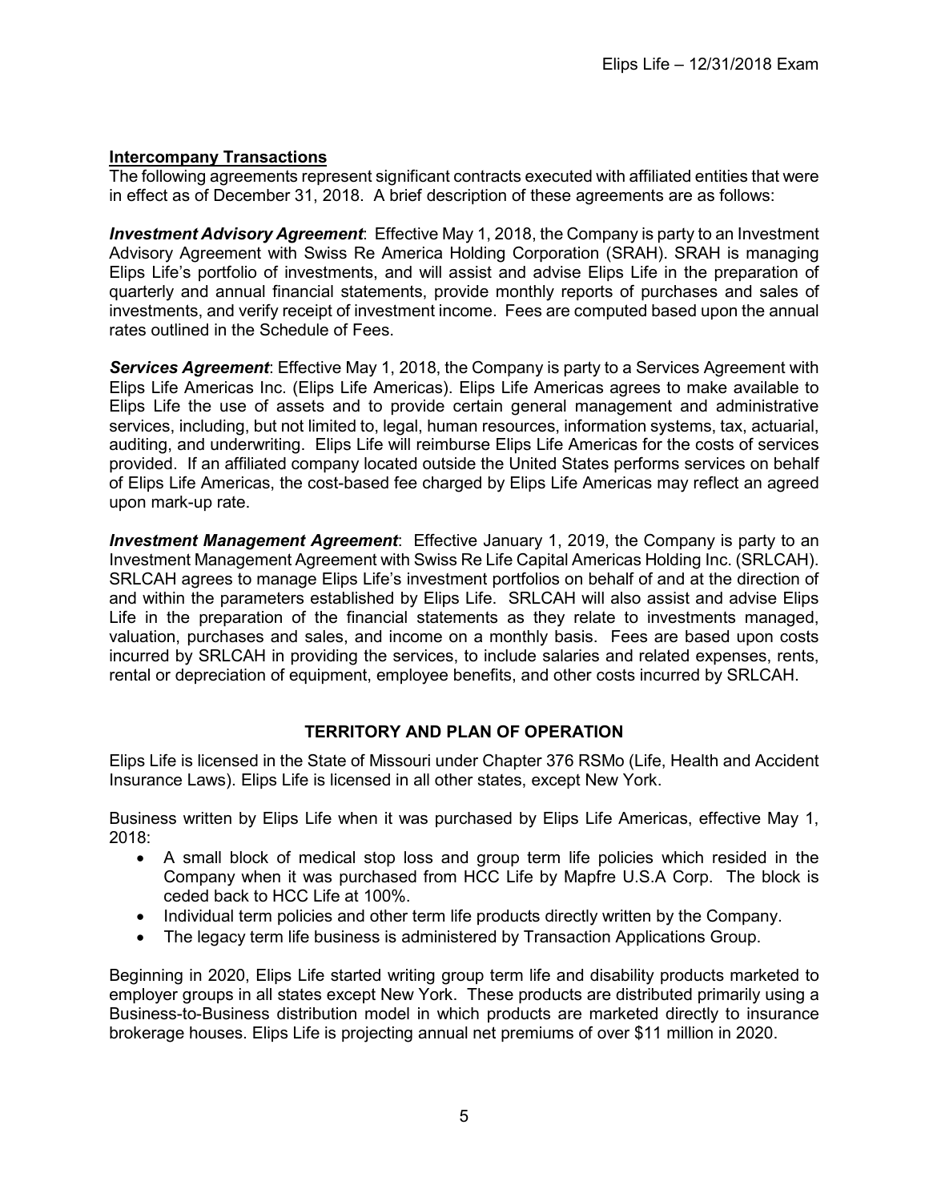## Intercompany Transactions

The following agreements represent significant contracts executed with affiliated entities that were in effect as of December 31, 2018. A brief description of these agreements are as follows:

***Investment Advisory Agreement***: Effective May 1, 2018, the Company is party to an Investment Advisory Agreement with Swiss Re America Holding Corporation (SRAH). SRAH is managing Elips Life's portfolio of investments, and will assist and advise Elips Life in the preparation of quarterly and annual financial statements, provide monthly reports of purchases and sales of investments, and verify receipt of investment income. Fees are computed based upon the annual rates outlined in the Schedule of Fees.

***Services Agreement***: Effective May 1, 2018, the Company is party to a Services Agreement with Elips Life Americas Inc. (Elips Life Americas). Elips Life Americas agrees to make available to Elips Life the use of assets and to provide certain general management and administrative services, including, but not limited to, legal, human resources, information systems, tax, actuarial, auditing, and underwriting. Elips Life will reimburse Elips Life Americas for the costs of services provided. If an affiliated company located outside the United States performs services on behalf of Elips Life Americas, the cost-based fee charged by Elips Life Americas may reflect an agreed upon mark-up rate.

***Investment Management Agreement***: Effective January 1, 2019, the Company is party to an Investment Management Agreement with Swiss Re Life Capital Americas Holding Inc. (SRLCAH). SRLCAH agrees to manage Elips Life's investment portfolios on behalf of and at the direction of and within the parameters established by Elips Life. SRLCAH will also assist and advise Elips Life in the preparation of the financial statements as they relate to investments managed, valuation, purchases and sales, and income on a monthly basis. Fees are based upon costs incurred by SRLCAH in providing the services, to include salaries and related expenses, rents, rental or depreciation of equipment, employee benefits, and other costs incurred by SRLCAH.

## TERRITORY AND PLAN OF OPERATION

Elips Life is licensed in the State of Missouri under Chapter 376 RSMo (Life, Health and Accident Insurance Laws). Elips Life is licensed in all other states, except New York.

Business written by Elips Life when it was purchased by Elips Life Americas, effective May 1, 2018:

- A small block of medical stop loss and group term life policies which resided in the Company when it was purchased from HCC Life by Mapfre U.S.A Corp. The block is ceded back to HCC Life at 100%.
- Individual term policies and other term life products directly written by the Company.
- The legacy term life business is administered by Transaction Applications Group.

Beginning in 2020, Elips Life started writing group term life and disability products marketed to employer groups in all states except New York. These products are distributed primarily using a Business-to-Business distribution model in which products are marketed directly to insurance brokerage houses. Elips Life is projecting annual net premiums of over $11 million in 2020.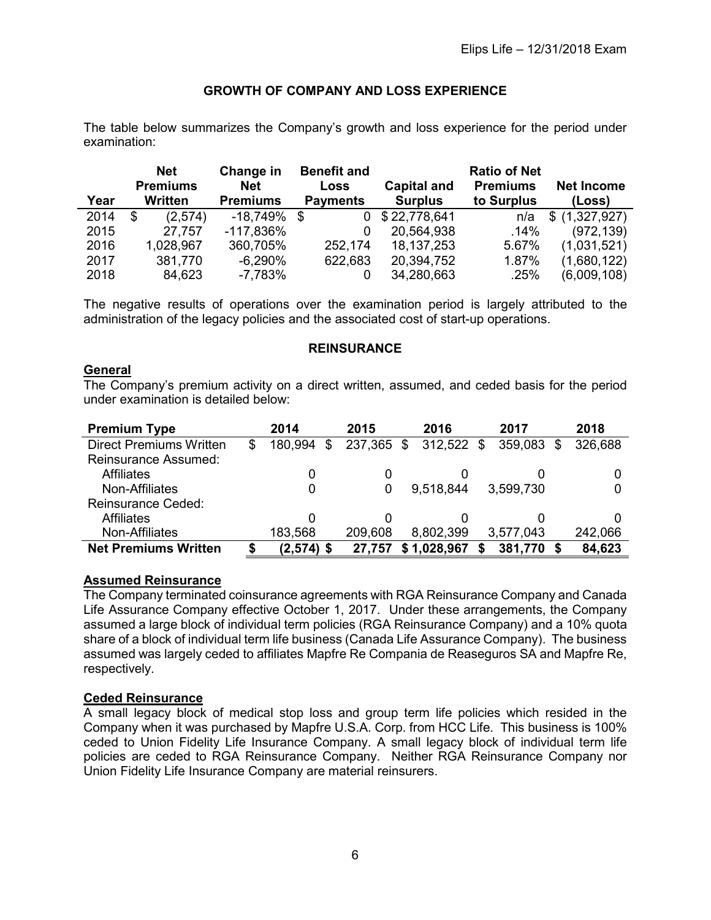## GROWTH OF COMPANY AND LOSS EXPERIENCE

The table below summarizes the Company's growth and loss experience for the period under examination:

| Year | Net Premiums Written | Change in Net Premiums | Benefit and Loss Payments | Capital and Surplus | Ratio of Net Premiums to Surplus | Net Income (Loss) |
|---|---|---|---|---|---|---|
| 2014 | $ (2,574) | -18,749% | $ 0 | $ 22,778,641 | n/a | $ (1,327,927) |
| 2015 | 27,757 | -117,836% | 0 | 20,564,938 | .14% | (972,139) |
| 2016 | 1,028,967 | 360,705% | 252,174 | 18,137,253 | 5.67% | (1,031,521) |
| 2017 | 381,770 | -6,290% | 622,683 | 20,394,752 | 1.87% | (1,680,122) |
| 2018 | 84,623 | -7,783% | 0 | 34,280,663 | .25% | (6,009,108) |

The negative results of operations over the examination period is largely attributed to the administration of the legacy policies and the associated cost of start-up operations.

## REINSURANCE

### General

The Company's premium activity on a direct written, assumed, and ceded basis for the period under examination is detailed below:

| Premium Type | 2014 | 2015 | 2016 | 2017 | 2018 |
|---|---|---|---|---|---|
| Direct Premiums Written | $ 180,994 | $ 237,365 | $ 312,522 | $ 359,083 | $ 326,688 |
| Reinsurance Assumed: | | | | | |
| Affiliates | 0 | 0 | 0 | 0 | 0 |
| Non-Affiliates | 0 | 0 | 9,518,844 | 3,599,730 | 0 |
| Reinsurance Ceded: | | | | | |
| Affiliates | 0 | 0 | 0 | 0 | 0 |
| Non-Affiliates | 183,568 | 209,608 | 8,802,399 | 3,577,043 | 242,066 |
| **Net Premiums Written** | **$ (2,574)** | **$ 27,757** | **$ 1,028,967** | **$ 381,770** | **$ 84,623** |

### Assumed Reinsurance

The Company terminated coinsurance agreements with RGA Reinsurance Company and Canada Life Assurance Company effective October 1, 2017. Under these arrangements, the Company assumed a large block of individual term policies (RGA Reinsurance Company) and a 10% quota share of a block of individual term life business (Canada Life Assurance Company). The business assumed was largely ceded to affiliates Mapfre Re Compania de Reaseguros SA and Mapfre Re, respectively.

### Ceded Reinsurance

A small legacy block of medical stop loss and group term life policies which resided in the Company when it was purchased by Mapfre U.S.A. Corp. from HCC Life. This business is 100% ceded to Union Fidelity Life Insurance Company. A small legacy block of individual term life policies are ceded to RGA Reinsurance Company. Neither RGA Reinsurance Company nor Union Fidelity Life Insurance Company are material reinsurers.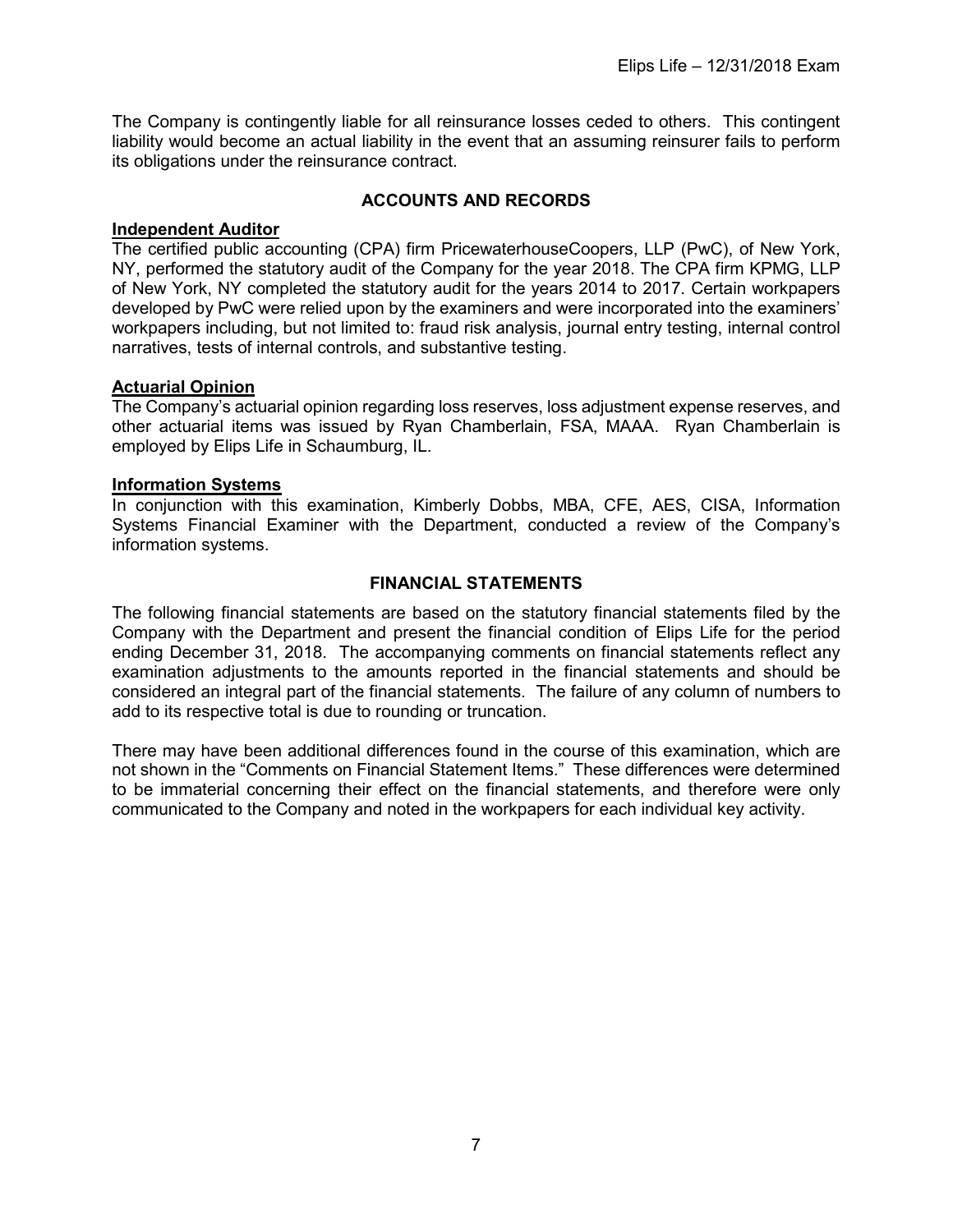The Company is contingently liable for all reinsurance losses ceded to others. This contingent liability would become an actual liability in the event that an assuming reinsurer fails to perform its obligations under the reinsurance contract.

## ACCOUNTS AND RECORDS

**Independent Auditor**

The certified public accounting (CPA) firm PricewaterhouseCoopers, LLP (PwC), of New York, NY, performed the statutory audit of the Company for the year 2018. The CPA firm KPMG, LLP of New York, NY completed the statutory audit for the years 2014 to 2017. Certain workpapers developed by PwC were relied upon by the examiners and were incorporated into the examiners' workpapers including, but not limited to: fraud risk analysis, journal entry testing, internal control narratives, tests of internal controls, and substantive testing.

**Actuarial Opinion**

The Company's actuarial opinion regarding loss reserves, loss adjustment expense reserves, and other actuarial items was issued by Ryan Chamberlain, FSA, MAAA. Ryan Chamberlain is employed by Elips Life in Schaumburg, IL.

**Information Systems**

In conjunction with this examination, Kimberly Dobbs, MBA, CFE, AES, CISA, Information Systems Financial Examiner with the Department, conducted a review of the Company's information systems.

## FINANCIAL STATEMENTS

The following financial statements are based on the statutory financial statements filed by the Company with the Department and present the financial condition of Elips Life for the period ending December 31, 2018. The accompanying comments on financial statements reflect any examination adjustments to the amounts reported in the financial statements and should be considered an integral part of the financial statements. The failure of any column of numbers to add to its respective total is due to rounding or truncation.

There may have been additional differences found in the course of this examination, which are not shown in the "Comments on Financial Statement Items." These differences were determined to be immaterial concerning their effect on the financial statements, and therefore were only communicated to the Company and noted in the workpapers for each individual key activity.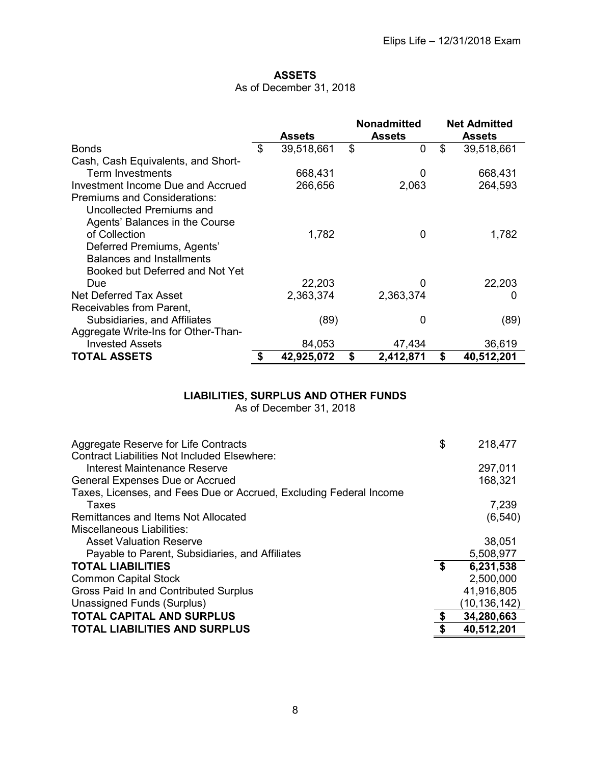## ASSETS

As of December 31, 2018

| | Assets | Nonadmitted Assets | Net Admitted Assets |
|---|---|---|---|
| Bonds | $ 39,518,661 | $ 0 | $ 39,518,661 |
| Cash, Cash Equivalents, and Short-Term Investments | 668,431 | 0 | 668,431 |
| Investment Income Due and Accrued | 266,656 | 2,063 | 264,593 |
| Premiums and Considerations: | | | |
| Uncollected Premiums and Agents' Balances in the Course of Collection | 1,782 | 0 | 1,782 |
| Deferred Premiums, Agents' Balances and Installments Booked but Deferred and Not Yet Due | 22,203 | 0 | 22,203 |
| Net Deferred Tax Asset | 2,363,374 | 2,363,374 | 0 |
| Receivables from Parent, Subsidiaries, and Affiliates | (89) | 0 | (89) |
| Aggregate Write-Ins for Other-Than-Invested Assets | 84,053 | 47,434 | 36,619 |
| **TOTAL ASSETS** | **$ 42,925,072** | **$ 2,412,871** | **$ 40,512,201** |

## LIABILITIES, SURPLUS AND OTHER FUNDS

As of December 31, 2018

| | |
|---|---|
| Aggregate Reserve for Life Contracts | $ 218,477 |
| Contract Liabilities Not Included Elsewhere: | |
| Interest Maintenance Reserve | 297,011 |
| General Expenses Due or Accrued | 168,321 |
| Taxes, Licenses, and Fees Due or Accrued, Excluding Federal Income Taxes | 7,239 |
| Remittances and Items Not Allocated | (6,540) |
| Miscellaneous Liabilities: | |
| Asset Valuation Reserve | 38,051 |
| Payable to Parent, Subsidiaries, and Affiliates | 5,508,977 |
| **TOTAL LIABILITIES** | **$ 6,231,538** |
| Common Capital Stock | 2,500,000 |
| Gross Paid In and Contributed Surplus | 41,916,805 |
| Unassigned Funds (Surplus) | (10,136,142) |
| **TOTAL CAPITAL AND SURPLUS** | **$ 34,280,663** |
| **TOTAL LIABILITIES AND SURPLUS** | **$ 40,512,201** |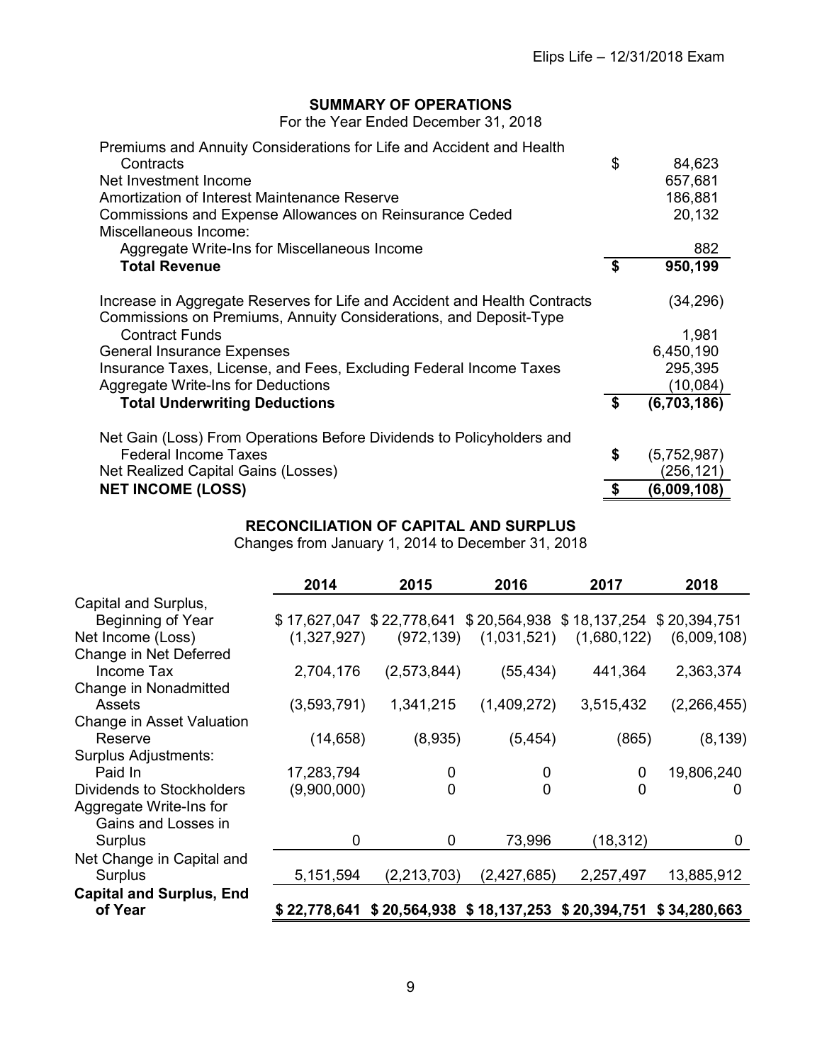## SUMMARY OF OPERATIONS

For the Year Ended December 31, 2018

| | |
|---|---|
| Premiums and Annuity Considerations for Life and Accident and Health Contracts | $ 84,623 |
| Net Investment Income | 657,681 |
| Amortization of Interest Maintenance Reserve | 186,881 |
| Commissions and Expense Allowances on Reinsurance Ceded | 20,132 |
| Miscellaneous Income: | |
| Aggregate Write-Ins for Miscellaneous Income | 882 |
| **Total Revenue** | **$ 950,199** |
| | |
| Increase in Aggregate Reserves for Life and Accident and Health Contracts | (34,296) |
| Commissions on Premiums, Annuity Considerations, and Deposit-Type Contract Funds | 1,981 |
| General Insurance Expenses | 6,450,190 |
| Insurance Taxes, License, and Fees, Excluding Federal Income Taxes | 295,395 |
| Aggregate Write-Ins for Deductions | (10,084) |
| **Total Underwriting Deductions** | **$ (6,703,186)** |
| | |
| Net Gain (Loss) From Operations Before Dividends to Policyholders and Federal Income Taxes | $ (5,752,987) |
| Net Realized Capital Gains (Losses) | (256,121) |
| **NET INCOME (LOSS)** | **$ (6,009,108)** |

## RECONCILIATION OF CAPITAL AND SURPLUS

Changes from January 1, 2014 to December 31, 2018

| | 2014 | 2015 | 2016 | 2017 | 2018 |
|---|---|---|---|---|---|
| Capital and Surplus, Beginning of Year | $ 17,627,047 | $ 22,778,641 | $ 20,564,938 | $ 18,137,254 | $ 20,394,751 |
| Net Income (Loss) | (1,327,927) | (972,139) | (1,031,521) | (1,680,122) | (6,009,108) |
| Change in Net Deferred Income Tax | 2,704,176 | (2,573,844) | (55,434) | 441,364 | 2,363,374 |
| Change in Nonadmitted Assets | (3,593,791) | 1,341,215 | (1,409,272) | 3,515,432 | (2,266,455) |
| Change in Asset Valuation Reserve | (14,658) | (8,935) | (5,454) | (865) | (8,139) |
| Surplus Adjustments: | | | | | |
| Paid In | 17,283,794 | 0 | 0 | 0 | 19,806,240 |
| Dividends to Stockholders | (9,900,000) | 0 | 0 | 0 | 0 |
| Aggregate Write-Ins for Gains and Losses in Surplus | 0 | 0 | 73,996 | (18,312) | 0 |
| Net Change in Capital and Surplus | 5,151,594 | (2,213,703) | (2,427,685) | 2,257,497 | 13,885,912 |
| **Capital and Surplus, End of Year** | **$ 22,778,641** | **$ 20,564,938** | **$ 18,137,253** | **$ 20,394,751** | **$ 34,280,663** |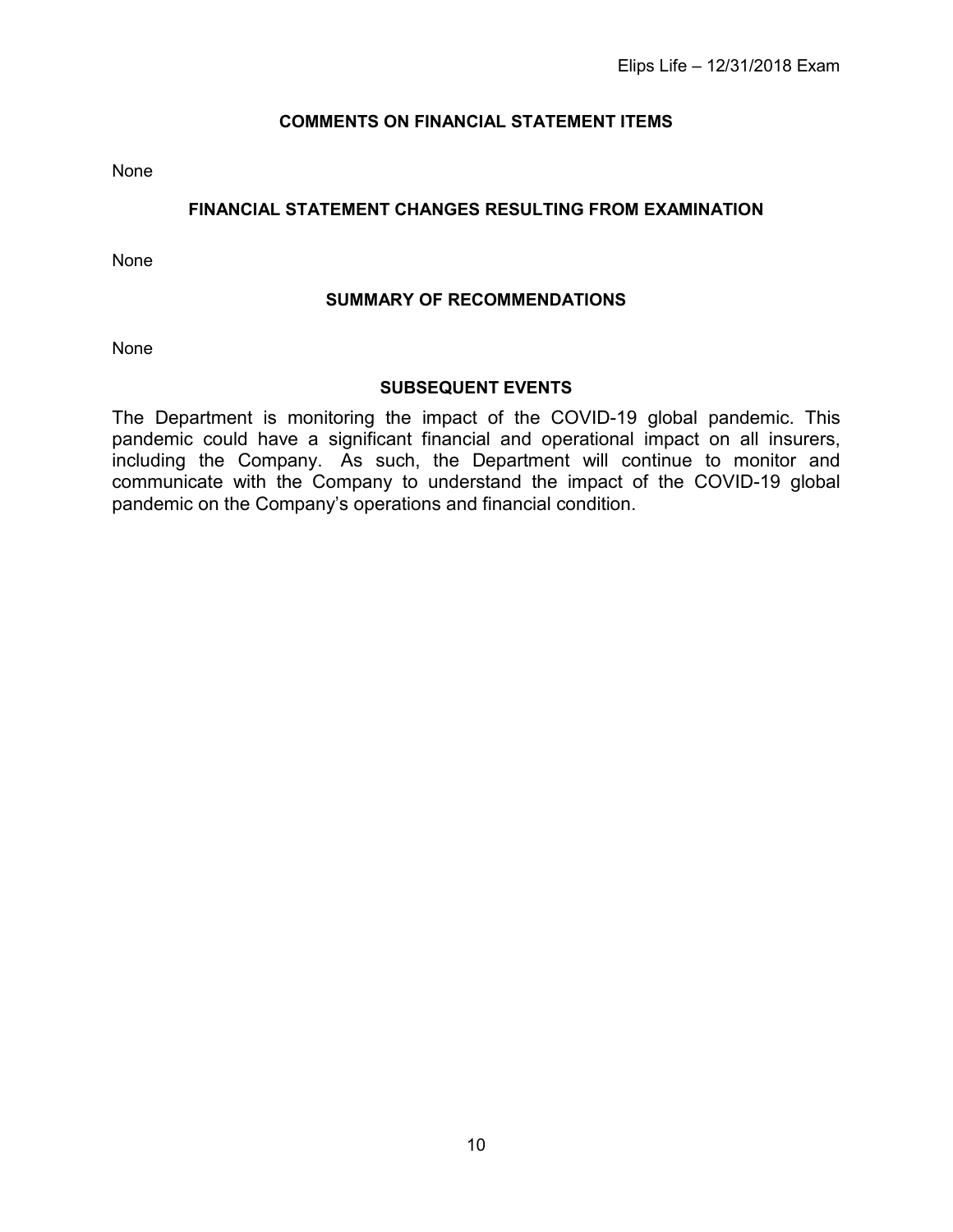## COMMENTS ON FINANCIAL STATEMENT ITEMS

None

## FINANCIAL STATEMENT CHANGES RESULTING FROM EXAMINATION

None

## SUMMARY OF RECOMMENDATIONS

None

## SUBSEQUENT EVENTS

The Department is monitoring the impact of the COVID-19 global pandemic. This pandemic could have a significant financial and operational impact on all insurers, including the Company. As such, the Department will continue to monitor and communicate with the Company to understand the impact of the COVID-19 global pandemic on the Company's operations and financial condition.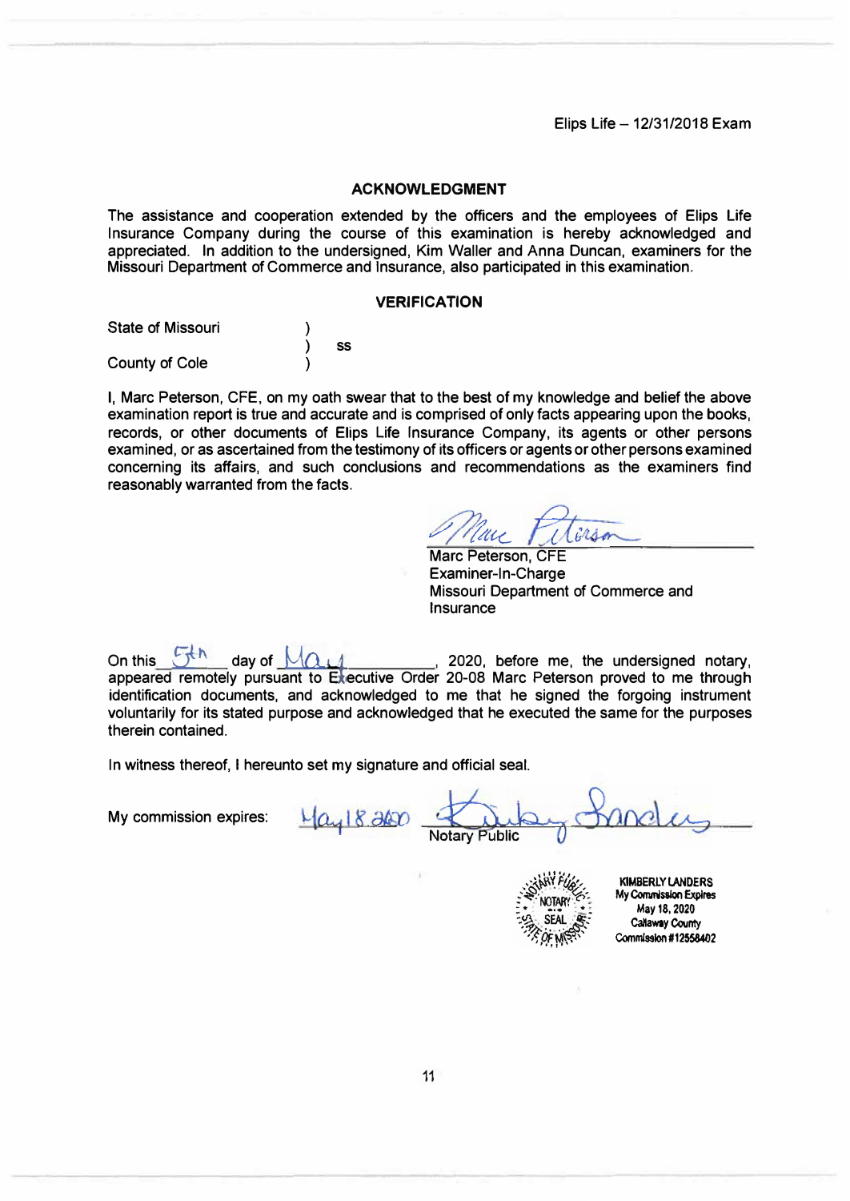Elips Life – 12/31/2018 Exam

## ACKNOWLEDGMENT

The assistance and cooperation extended by the officers and the employees of Elips Life Insurance Company during the course of this examination is hereby acknowledged and appreciated. In addition to the undersigned, Kim Waller and Anna Duncan, examiners for the Missouri Department of Commerce and Insurance, also participated in this examination.

## VERIFICATION

State of Missouri )
) ss
County of Cole )

I, Marc Peterson, CFE, on my oath swear that to the best of my knowledge and belief the above examination report is true and accurate and is comprised of only facts appearing upon the books, records, or other documents of Elips Life Insurance Company, its agents or other persons examined, or as ascertained from the testimony of its officers or agents or other persons examined concerning its affairs, and such conclusions and recommendations as the examiners find reasonably warranted from the facts.

Marc Peterson, CFE
Examiner-In-Charge
Missouri Department of Commerce and Insurance

On this 5th day of May, 2020, before me, the undersigned notary, appeared remotely pursuant to Executive Order 20-08 Marc Peterson proved to me through identification documents, and acknowledged to me that he signed the forging instrument voluntarily for its stated purpose and acknowledged that he executed the same for the purposes therein contained.

In witness thereof, I hereunto set my signature and official seal.

My commission expires: May 18 2020 Notary Public

NOTARY SEAL STATE OF MISSOURI

KIMBERLY LANDERS
My Commission Expires
May 18, 2020
Callaway County
Commission #12558402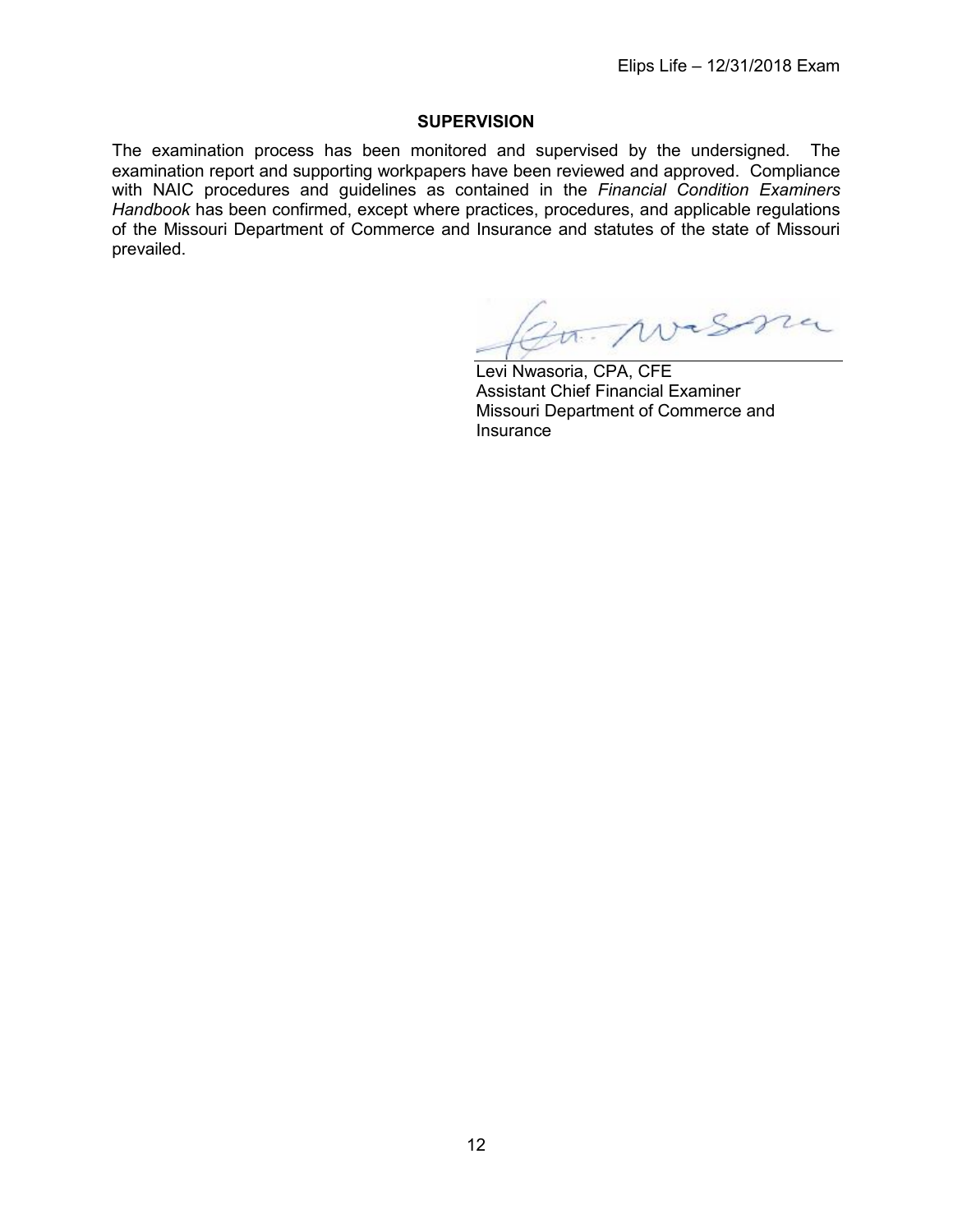## SUPERVISION

The examination process has been monitored and supervised by the undersigned. The examination report and supporting workpapers have been reviewed and approved. Compliance with NAIC procedures and guidelines as contained in the *Financial Condition Examiners Handbook* has been confirmed, except where practices, procedures, and applicable regulations of the Missouri Department of Commerce and Insurance and statutes of the state of Missouri prevailed.

Levi Nwasoria, CPA, CFE
Assistant Chief Financial Examiner
Missouri Department of Commerce and Insurance